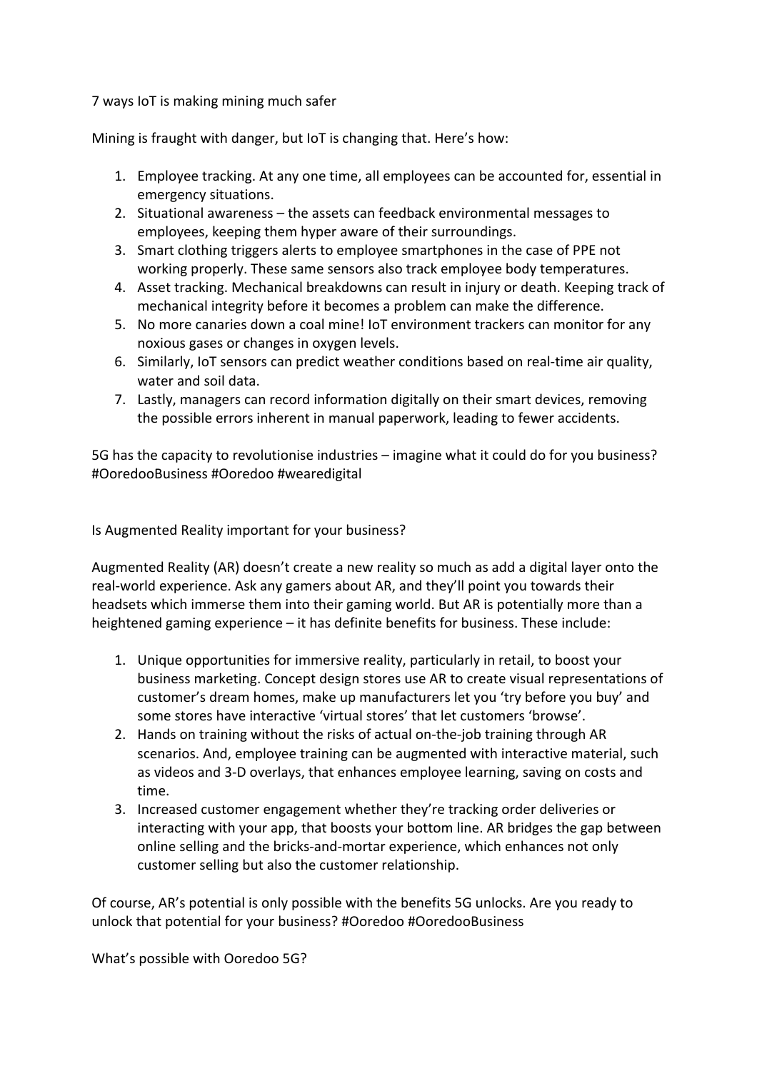7 ways IoT is making mining much safer

Mining is fraught with danger, but IoT is changing that. Here's how:

1. Employee tracking. At any one time, all employees can be accounted for, essential in emergency situations.
2. Situational awareness – the assets can feedback environmental messages to employees, keeping them hyper aware of their surroundings.
3. Smart clothing triggers alerts to employee smartphones in the case of PPE not working properly. These same sensors also track employee body temperatures.
4. Asset tracking. Mechanical breakdowns can result in injury or death. Keeping track of mechanical integrity before it becomes a problem can make the difference.
5. No more canaries down a coal mine! IoT environment trackers can monitor for any noxious gases or changes in oxygen levels.
6. Similarly, IoT sensors can predict weather conditions based on real-time air quality, water and soil data.
7. Lastly, managers can record information digitally on their smart devices, removing the possible errors inherent in manual paperwork, leading to fewer accidents.

5G has the capacity to revolutionise industries – imagine what it could do for you business? #OoredooBusiness #Ooredoo #wearedigital

Is Augmented Reality important for your business?

Augmented Reality (AR) doesn't create a new reality so much as add a digital layer onto the real-world experience. Ask any gamers about AR, and they'll point you towards their headsets which immerse them into their gaming world. But AR is potentially more than a heightened gaming experience – it has definite benefits for business. These include:

1. Unique opportunities for immersive reality, particularly in retail, to boost your business marketing. Concept design stores use AR to create visual representations of customer's dream homes, make up manufacturers let you 'try before you buy' and some stores have interactive 'virtual stores' that let customers 'browse'.
2. Hands on training without the risks of actual on-the-job training through AR scenarios. And, employee training can be augmented with interactive material, such as videos and 3-D overlays, that enhances employee learning, saving on costs and time.
3. Increased customer engagement whether they're tracking order deliveries or interacting with your app, that boosts your bottom line. AR bridges the gap between online selling and the bricks-and-mortar experience, which enhances not only customer selling but also the customer relationship.

Of course, AR's potential is only possible with the benefits 5G unlocks. Are you ready to unlock that potential for your business? #Ooredoo #OoredooBusiness

What's possible with Ooredoo 5G?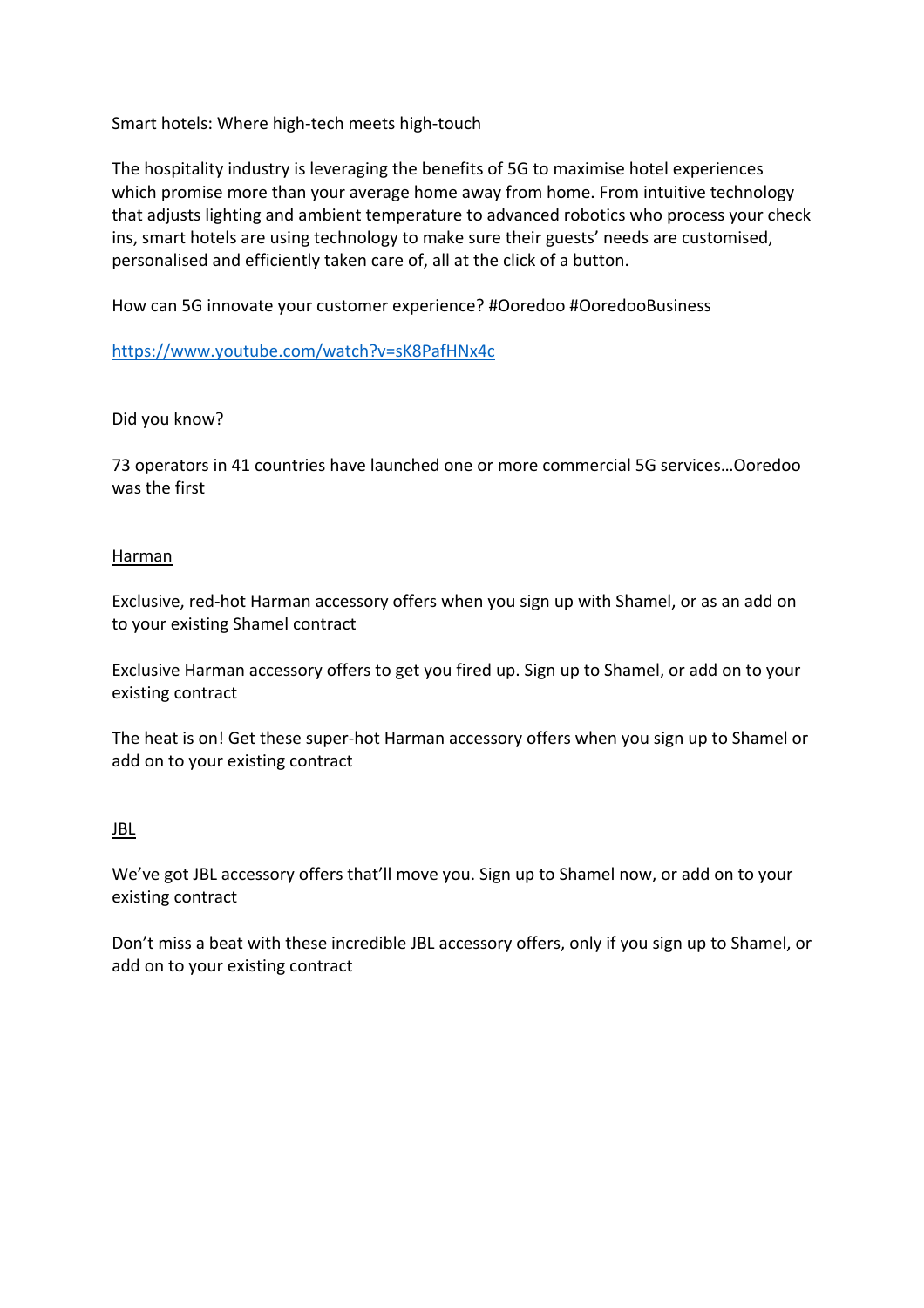Smart hotels: Where high-tech meets high-touch

The hospitality industry is leveraging the benefits of 5G to maximise hotel experiences which promise more than your average home away from home. From intuitive technology that adjusts lighting and ambient temperature to advanced robotics who process your check ins, smart hotels are using technology to make sure their guests' needs are customised, personalised and efficiently taken care of, all at the click of a button.

How can 5G innovate your customer experience? #Ooredoo #OoredooBusiness

https://www.youtube.com/watch?v=sK8PafHNx4c

Did you know?

73 operators in 41 countries have launched one or more commercial 5G services…Ooredoo was the first

<u>Harman</u>

Exclusive, red-hot Harman accessory offers when you sign up with Shamel, or as an add on to your existing Shamel contract

Exclusive Harman accessory offers to get you fired up. Sign up to Shamel, or add on to your existing contract

The heat is on! Get these super-hot Harman accessory offers when you sign up to Shamel or add on to your existing contract

<u>JBL</u>

We've got JBL accessory offers that'll move you. Sign up to Shamel now, or add on to your existing contract

Don't miss a beat with these incredible JBL accessory offers, only if you sign up to Shamel, or add on to your existing contract